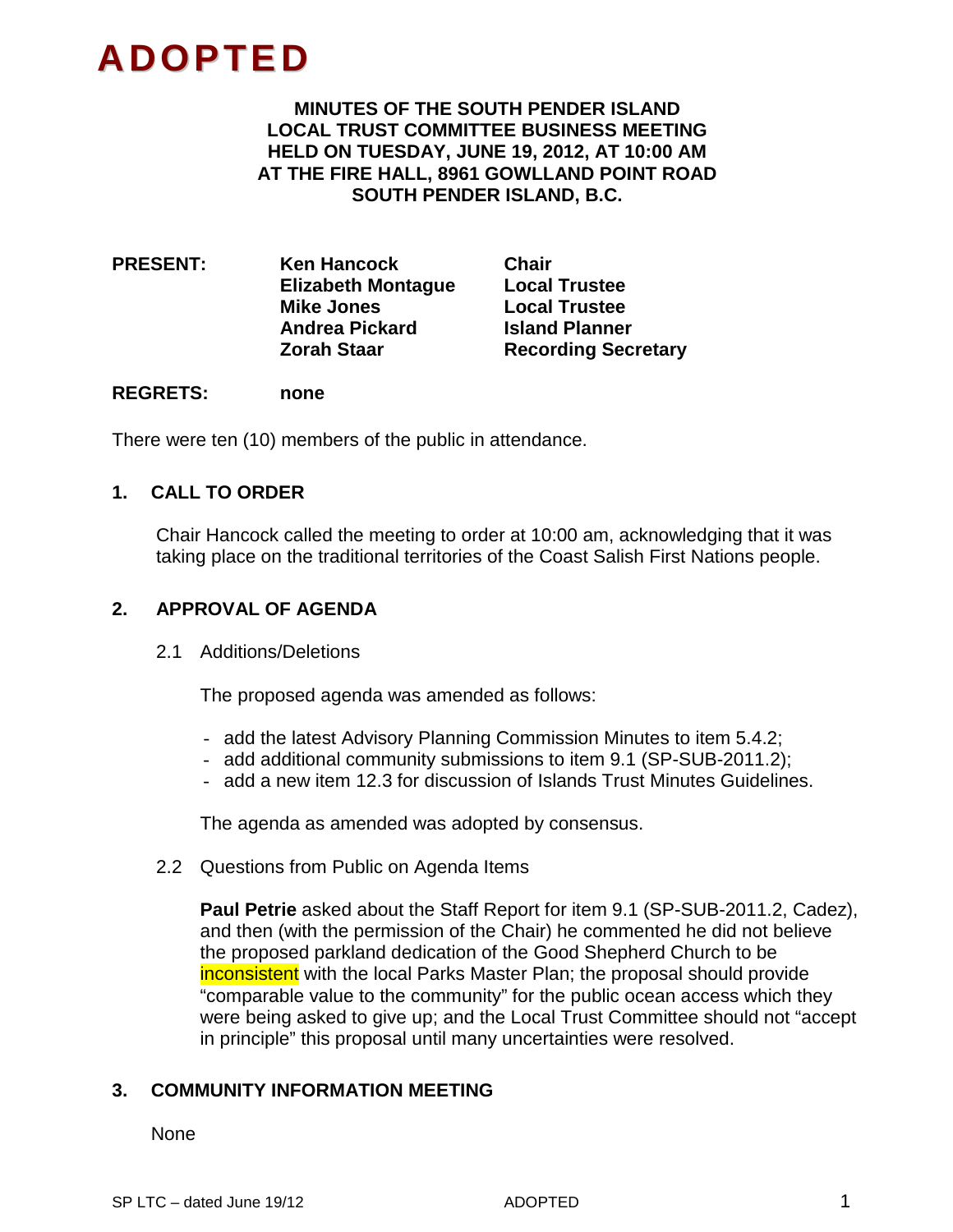# ADOPTED

**MINUTES OF THE SOUTH PENDER ISLAND LOCAL TRUST COMMITTEE BUSINESS MEETING HELD ON TUESDAY, JUNE 19, 2012, AT 10:00 AM AT THE FIRE HALL, 8961 GOWLLAND POINT ROAD SOUTH PENDER ISLAND, B.C.**

| | | |
|---|---|---|
| **PRESENT:** | **Ken Hancock** | **Chair** |
| | **Elizabeth Montague** | **Local Trustee** |
| | **Mike Jones** | **Local Trustee** |
| | **Andrea Pickard** | **Island Planner** |
| | **Zorah Staar** | **Recording Secretary** |

**REGRETS:** **none**

There were ten (10) members of the public in attendance.

## 1. CALL TO ORDER

Chair Hancock called the meeting to order at 10:00 am, acknowledging that it was taking place on the traditional territories of the Coast Salish First Nations people.

## 2. APPROVAL OF AGENDA

2.1 Additions/Deletions

The proposed agenda was amended as follows:

- add the latest Advisory Planning Commission Minutes to item 5.4.2;
- add additional community submissions to item 9.1 (SP-SUB-2011.2);
- add a new item 12.3 for discussion of Islands Trust Minutes Guidelines.

The agenda as amended was adopted by consensus.

2.2 Questions from Public on Agenda Items

**Paul Petrie** asked about the Staff Report for item 9.1 (SP-SUB-2011.2, Cadez), and then (with the permission of the Chair) he commented he did not believe the proposed parkland dedication of the Good Shepherd Church to be inconsistent with the local Parks Master Plan; the proposal should provide "comparable value to the community" for the public ocean access which they were being asked to give up; and the Local Trust Committee should not "accept in principle" this proposal until many uncertainties were resolved.

## 3. COMMUNITY INFORMATION MEETING

None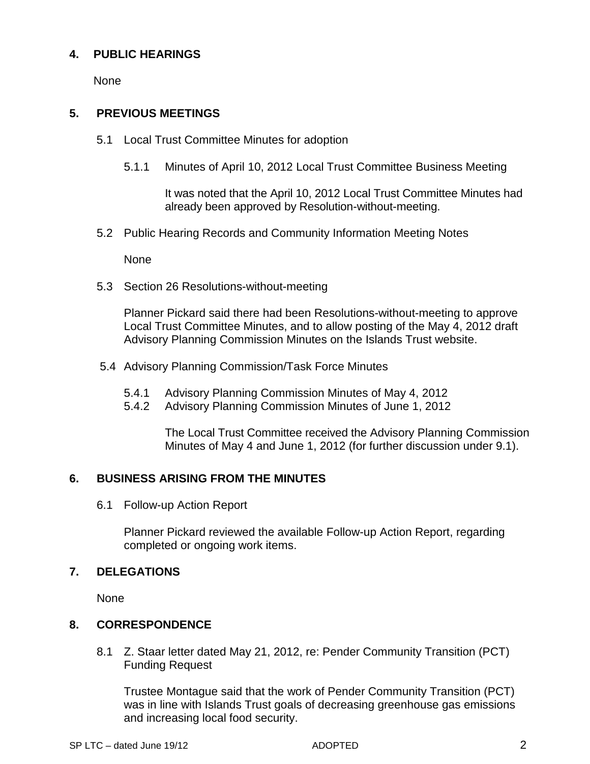## 4. PUBLIC HEARINGS

None

## 5. PREVIOUS MEETINGS

### 5.1 Local Trust Committee Minutes for adoption

#### 5.1.1 Minutes of April 10, 2012 Local Trust Committee Business Meeting

It was noted that the April 10, 2012 Local Trust Committee Minutes had already been approved by Resolution-without-meeting.

### 5.2 Public Hearing Records and Community Information Meeting Notes

None

### 5.3 Section 26 Resolutions-without-meeting

Planner Pickard said there had been Resolutions-without-meeting to approve Local Trust Committee Minutes, and to allow posting of the May 4, 2012 draft Advisory Planning Commission Minutes on the Islands Trust website.

### 5.4 Advisory Planning Commission/Task Force Minutes

#### 5.4.1 Advisory Planning Commission Minutes of May 4, 2012
#### 5.4.2 Advisory Planning Commission Minutes of June 1, 2012

The Local Trust Committee received the Advisory Planning Commission Minutes of May 4 and June 1, 2012 (for further discussion under 9.1).

## 6. BUSINESS ARISING FROM THE MINUTES

### 6.1 Follow-up Action Report

Planner Pickard reviewed the available Follow-up Action Report, regarding completed or ongoing work items.

## 7. DELEGATIONS

None

## 8. CORRESPONDENCE

### 8.1 Z. Staar letter dated May 21, 2012, re: Pender Community Transition (PCT) Funding Request

Trustee Montague said that the work of Pender Community Transition (PCT) was in line with Islands Trust goals of decreasing greenhouse gas emissions and increasing local food security.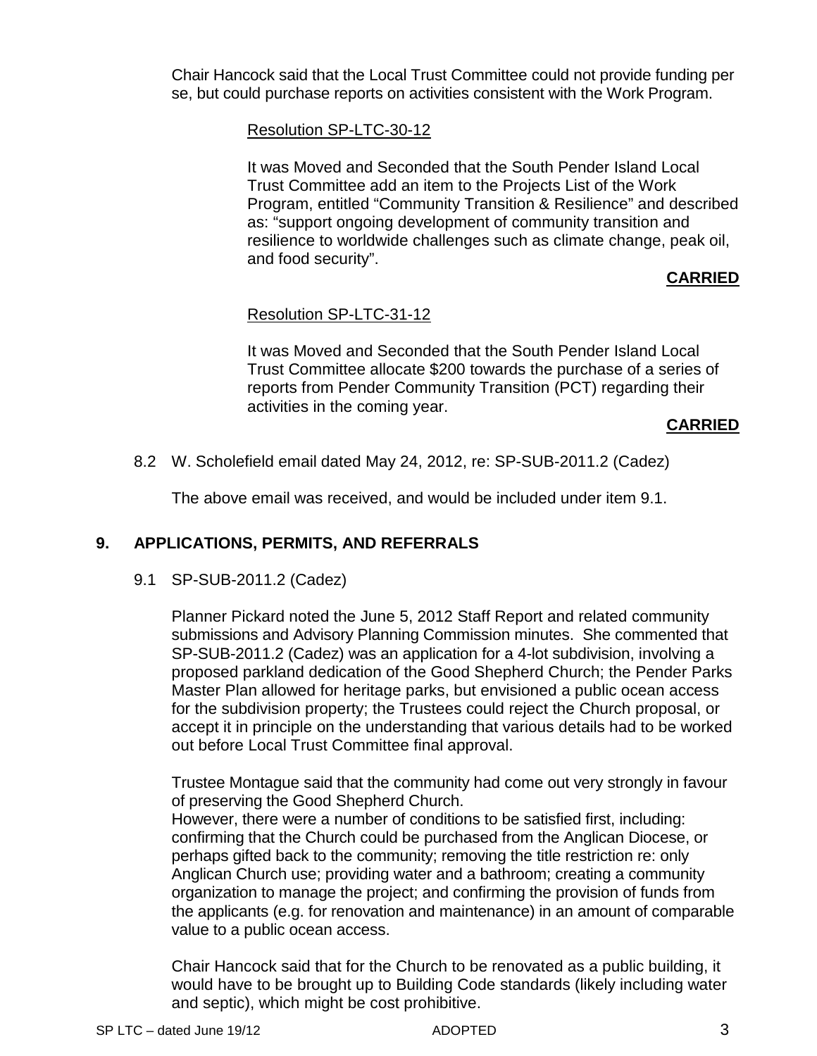Chair Hancock said that the Local Trust Committee could not provide funding per se, but could purchase reports on activities consistent with the Work Program.

Resolution SP-LTC-30-12

It was Moved and Seconded that the South Pender Island Local Trust Committee add an item to the Projects List of the Work Program, entitled "Community Transition & Resilience" and described as: "support ongoing development of community transition and resilience to worldwide challenges such as climate change, peak oil, and food security".

**CARRIED**

Resolution SP-LTC-31-12

It was Moved and Seconded that the South Pender Island Local Trust Committee allocate $200 towards the purchase of a series of reports from Pender Community Transition (PCT) regarding their activities in the coming year.

**CARRIED**

8.2 W. Scholefield email dated May 24, 2012, re: SP-SUB-2011.2 (Cadez)

The above email was received, and would be included under item 9.1.

## 9. APPLICATIONS, PERMITS, AND REFERRALS

9.1 SP-SUB-2011.2 (Cadez)

Planner Pickard noted the June 5, 2012 Staff Report and related community submissions and Advisory Planning Commission minutes. She commented that SP-SUB-2011.2 (Cadez) was an application for a 4-lot subdivision, involving a proposed parkland dedication of the Good Shepherd Church; the Pender Parks Master Plan allowed for heritage parks, but envisioned a public ocean access for the subdivision property; the Trustees could reject the Church proposal, or accept it in principle on the understanding that various details had to be worked out before Local Trust Committee final approval.

Trustee Montague said that the community had come out very strongly in favour of preserving the Good Shepherd Church.
However, there were a number of conditions to be satisfied first, including: confirming that the Church could be purchased from the Anglican Diocese, or perhaps gifted back to the community; removing the title restriction re: only Anglican Church use; providing water and a bathroom; creating a community organization to manage the project; and confirming the provision of funds from the applicants (e.g. for renovation and maintenance) in an amount of comparable value to a public ocean access.

Chair Hancock said that for the Church to be renovated as a public building, it would have to be brought up to Building Code standards (likely including water and septic), which might be cost prohibitive.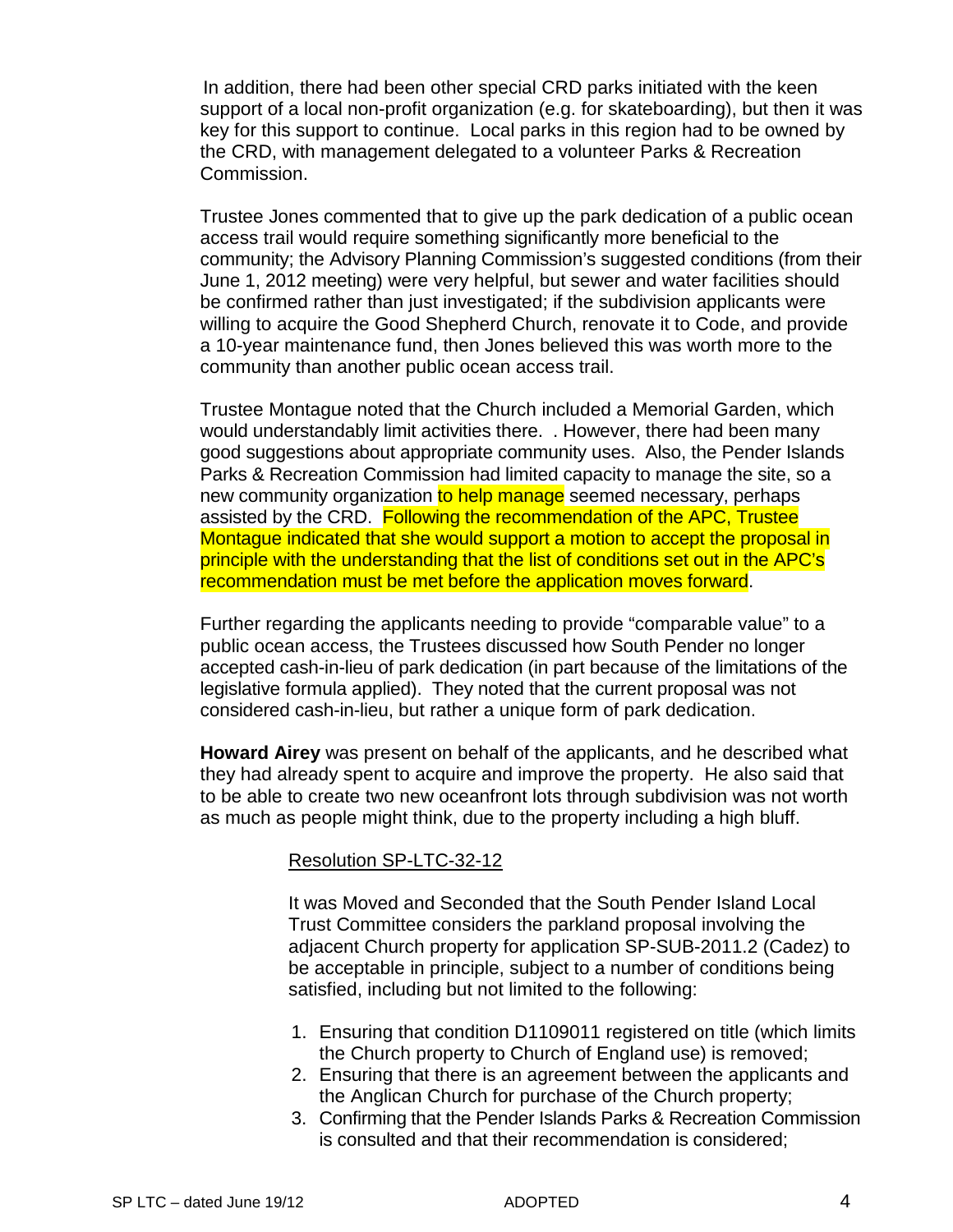In addition, there had been other special CRD parks initiated with the keen support of a local non-profit organization (e.g. for skateboarding), but then it was key for this support to continue. Local parks in this region had to be owned by the CRD, with management delegated to a volunteer Parks & Recreation Commission.

Trustee Jones commented that to give up the park dedication of a public ocean access trail would require something significantly more beneficial to the community; the Advisory Planning Commission's suggested conditions (from their June 1, 2012 meeting) were very helpful, but sewer and water facilities should be confirmed rather than just investigated; if the subdivision applicants were willing to acquire the Good Shepherd Church, renovate it to Code, and provide a 10-year maintenance fund, then Jones believed this was worth more to the community than another public ocean access trail.

Trustee Montague noted that the Church included a Memorial Garden, which would understandably limit activities there. . However, there had been many good suggestions about appropriate community uses. Also, the Pender Islands Parks & Recreation Commission had limited capacity to manage the site, so a new community organization to help manage seemed necessary, perhaps assisted by the CRD. Following the recommendation of the APC, Trustee Montague indicated that she would support a motion to accept the proposal in principle with the understanding that the list of conditions set out in the APC's recommendation must be met before the application moves forward.

Further regarding the applicants needing to provide "comparable value" to a public ocean access, the Trustees discussed how South Pender no longer accepted cash-in-lieu of park dedication (in part because of the limitations of the legislative formula applied). They noted that the current proposal was not considered cash-in-lieu, but rather a unique form of park dedication.

**Howard Airey** was present on behalf of the applicants, and he described what they had already spent to acquire and improve the property. He also said that to be able to create two new oceanfront lots through subdivision was not worth as much as people might think, due to the property including a high bluff.

Resolution SP-LTC-32-12

It was Moved and Seconded that the South Pender Island Local Trust Committee considers the parkland proposal involving the adjacent Church property for application SP-SUB-2011.2 (Cadez) to be acceptable in principle, subject to a number of conditions being satisfied, including but not limited to the following:

1. Ensuring that condition D1109011 registered on title (which limits the Church property to Church of England use) is removed;
2. Ensuring that there is an agreement between the applicants and the Anglican Church for purchase of the Church property;
3. Confirming that the Pender Islands Parks & Recreation Commission is consulted and that their recommendation is considered;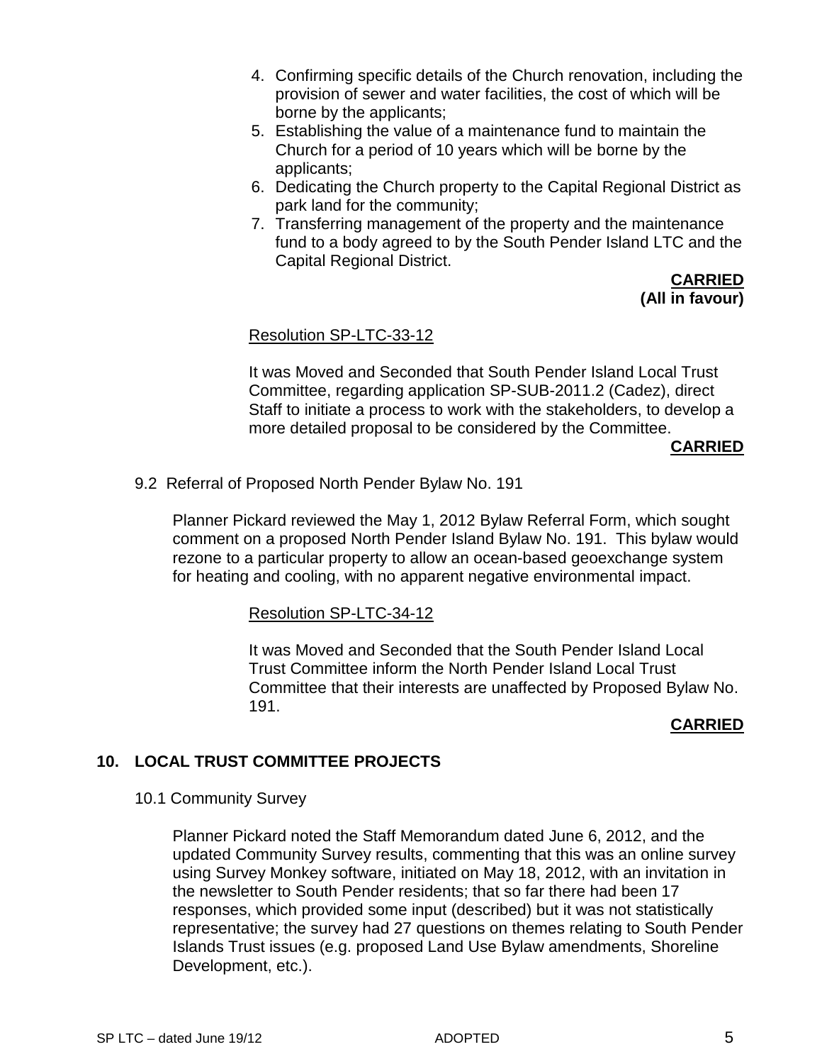4. Confirming specific details of the Church renovation, including the provision of sewer and water facilities, the cost of which will be borne by the applicants;
5. Establishing the value of a maintenance fund to maintain the Church for a period of 10 years which will be borne by the applicants;
6. Dedicating the Church property to the Capital Regional District as park land for the community;
7. Transferring management of the property and the maintenance fund to a body agreed to by the South Pender Island LTC and the Capital Regional District.

**CARRIED**
**(All in favour)**

Resolution SP-LTC-33-12

It was Moved and Seconded that South Pender Island Local Trust Committee, regarding application SP-SUB-2011.2 (Cadez), direct Staff to initiate a process to work with the stakeholders, to develop a more detailed proposal to be considered by the Committee.

**CARRIED**

9.2 Referral of Proposed North Pender Bylaw No. 191

Planner Pickard reviewed the May 1, 2012 Bylaw Referral Form, which sought comment on a proposed North Pender Island Bylaw No. 191. This bylaw would rezone to a particular property to allow an ocean-based geoexchange system for heating and cooling, with no apparent negative environmental impact.

Resolution SP-LTC-34-12

It was Moved and Seconded that the South Pender Island Local Trust Committee inform the North Pender Island Local Trust Committee that their interests are unaffected by Proposed Bylaw No. 191.

**CARRIED**

## 10. LOCAL TRUST COMMITTEE PROJECTS

10.1 Community Survey

Planner Pickard noted the Staff Memorandum dated June 6, 2012, and the updated Community Survey results, commenting that this was an online survey using Survey Monkey software, initiated on May 18, 2012, with an invitation in the newsletter to South Pender residents; that so far there had been 17 responses, which provided some input (described) but it was not statistically representative; the survey had 27 questions on themes relating to South Pender Islands Trust issues (e.g. proposed Land Use Bylaw amendments, Shoreline Development, etc.).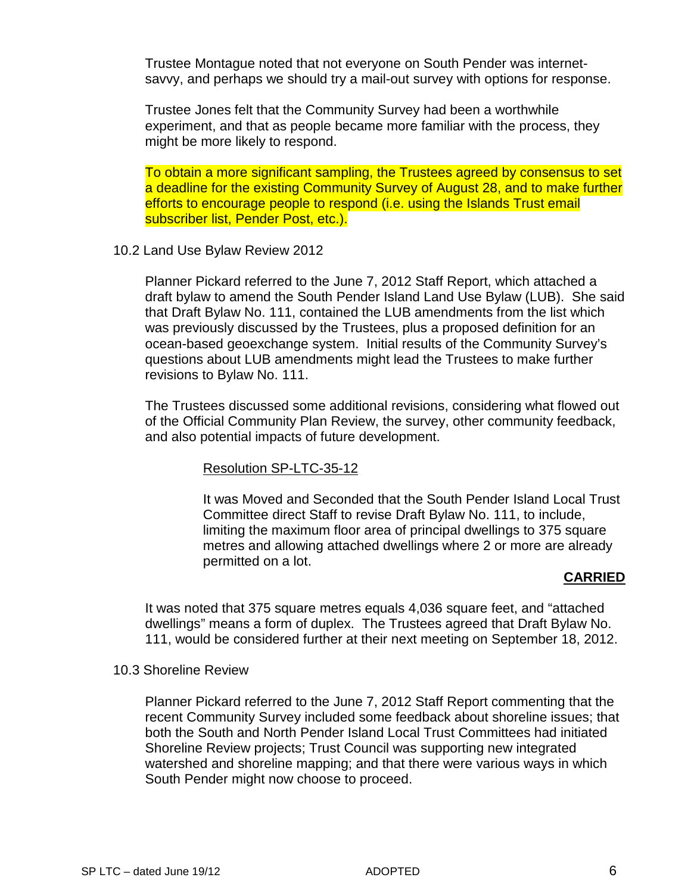Trustee Montague noted that not everyone on South Pender was internet-savvy, and perhaps we should try a mail-out survey with options for response.

Trustee Jones felt that the Community Survey had been a worthwhile experiment, and that as people became more familiar with the process, they might be more likely to respond.

To obtain a more significant sampling, the Trustees agreed by consensus to set a deadline for the existing Community Survey of August 28, and to make further efforts to encourage people to respond (i.e. using the Islands Trust email subscriber list, Pender Post, etc.).

10.2 Land Use Bylaw Review 2012

Planner Pickard referred to the June 7, 2012 Staff Report, which attached a draft bylaw to amend the South Pender Island Land Use Bylaw (LUB). She said that Draft Bylaw No. 111, contained the LUB amendments from the list which was previously discussed by the Trustees, plus a proposed definition for an ocean-based geoexchange system. Initial results of the Community Survey's questions about LUB amendments might lead the Trustees to make further revisions to Bylaw No. 111.

The Trustees discussed some additional revisions, considering what flowed out of the Official Community Plan Review, the survey, other community feedback, and also potential impacts of future development.

Resolution SP-LTC-35-12

It was Moved and Seconded that the South Pender Island Local Trust Committee direct Staff to revise Draft Bylaw No. 111, to include, limiting the maximum floor area of principal dwellings to 375 square metres and allowing attached dwellings where 2 or more are already permitted on a lot.

**CARRIED**

It was noted that 375 square metres equals 4,036 square feet, and "attached dwellings" means a form of duplex. The Trustees agreed that Draft Bylaw No. 111, would be considered further at their next meeting on September 18, 2012.

10.3 Shoreline Review

Planner Pickard referred to the June 7, 2012 Staff Report commenting that the recent Community Survey included some feedback about shoreline issues; that both the South and North Pender Island Local Trust Committees had initiated Shoreline Review projects; Trust Council was supporting new integrated watershed and shoreline mapping; and that there were various ways in which South Pender might now choose to proceed.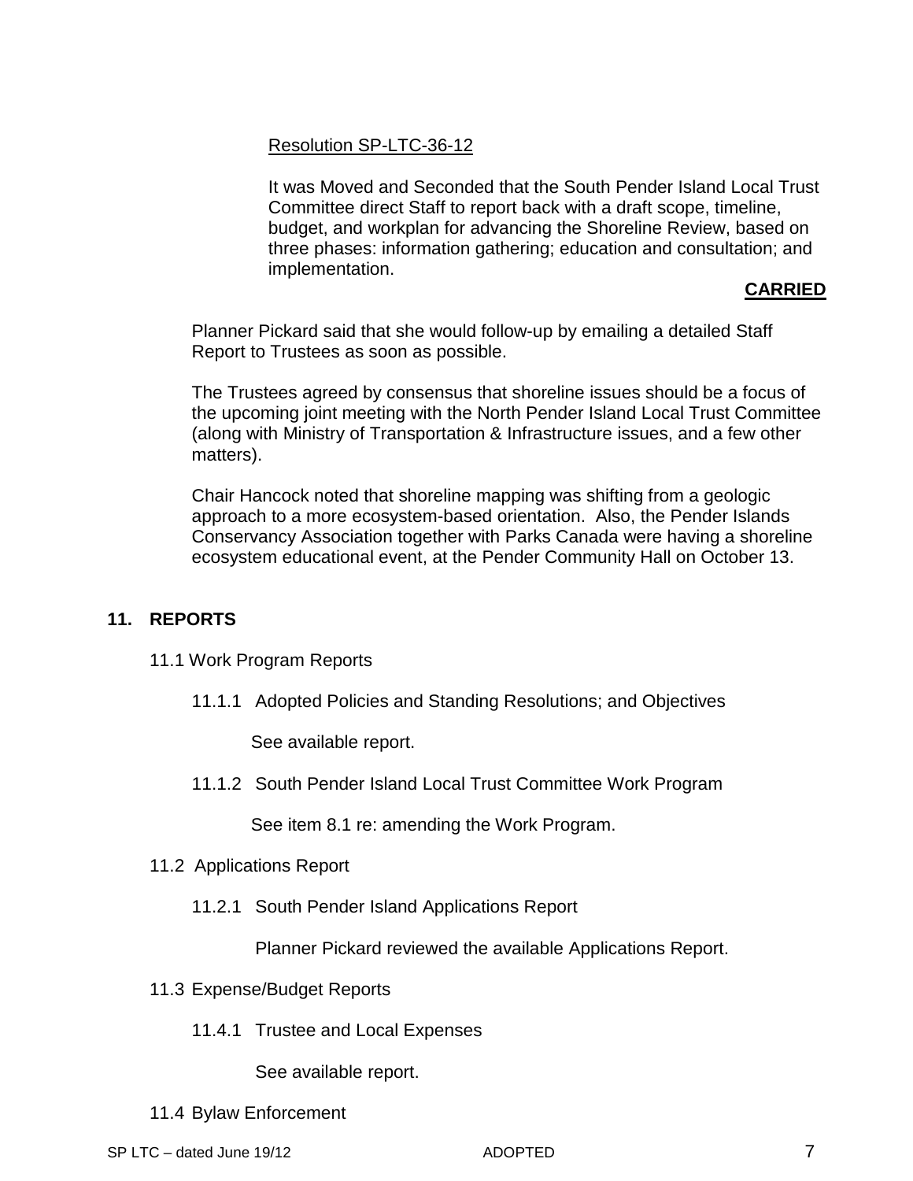Resolution SP-LTC-36-12

It was Moved and Seconded that the South Pender Island Local Trust Committee direct Staff to report back with a draft scope, timeline, budget, and workplan for advancing the Shoreline Review, based on three phases: information gathering; education and consultation; and implementation.

**CARRIED**

Planner Pickard said that she would follow-up by emailing a detailed Staff Report to Trustees as soon as possible.

The Trustees agreed by consensus that shoreline issues should be a focus of the upcoming joint meeting with the North Pender Island Local Trust Committee (along with Ministry of Transportation & Infrastructure issues, and a few other matters).

Chair Hancock noted that shoreline mapping was shifting from a geologic approach to a more ecosystem-based orientation. Also, the Pender Islands Conservancy Association together with Parks Canada were having a shoreline ecosystem educational event, at the Pender Community Hall on October 13.

## 11. REPORTS

11.1 Work Program Reports

11.1.1 Adopted Policies and Standing Resolutions; and Objectives

See available report.

11.1.2 South Pender Island Local Trust Committee Work Program

See item 8.1 re: amending the Work Program.

11.2 Applications Report

11.2.1 South Pender Island Applications Report

Planner Pickard reviewed the available Applications Report.

11.3 Expense/Budget Reports

11.4.1 Trustee and Local Expenses

See available report.

11.4 Bylaw Enforcement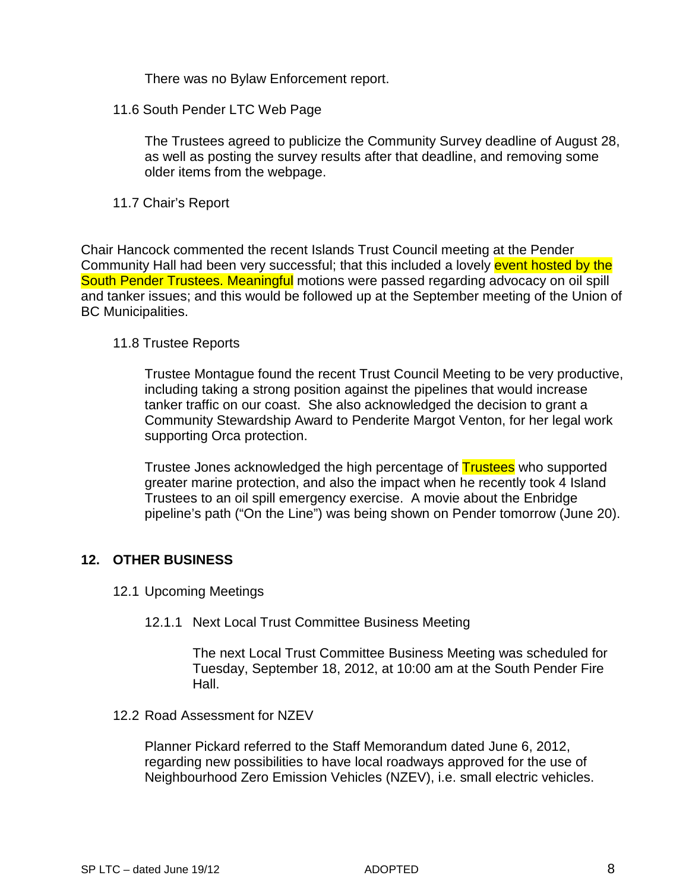There was no Bylaw Enforcement report.

11.6 South Pender LTC Web Page

The Trustees agreed to publicize the Community Survey deadline of August 28, as well as posting the survey results after that deadline, and removing some older items from the webpage.

11.7 Chair's Report

Chair Hancock commented the recent Islands Trust Council meeting at the Pender Community Hall had been very successful; that this included a lovely event hosted by the South Pender Trustees. Meaningful motions were passed regarding advocacy on oil spill and tanker issues; and this would be followed up at the September meeting of the Union of BC Municipalities.

11.8 Trustee Reports

Trustee Montague found the recent Trust Council Meeting to be very productive, including taking a strong position against the pipelines that would increase tanker traffic on our coast. She also acknowledged the decision to grant a Community Stewardship Award to Penderite Margot Venton, for her legal work supporting Orca protection.

Trustee Jones acknowledged the high percentage of Trustees who supported greater marine protection, and also the impact when he recently took 4 Island Trustees to an oil spill emergency exercise. A movie about the Enbridge pipeline's path ("On the Line") was being shown on Pender tomorrow (June 20).

## 12. OTHER BUSINESS

12.1 Upcoming Meetings

12.1.1 Next Local Trust Committee Business Meeting

The next Local Trust Committee Business Meeting was scheduled for Tuesday, September 18, 2012, at 10:00 am at the South Pender Fire Hall.

12.2 Road Assessment for NZEV

Planner Pickard referred to the Staff Memorandum dated June 6, 2012, regarding new possibilities to have local roadways approved for the use of Neighbourhood Zero Emission Vehicles (NZEV), i.e. small electric vehicles.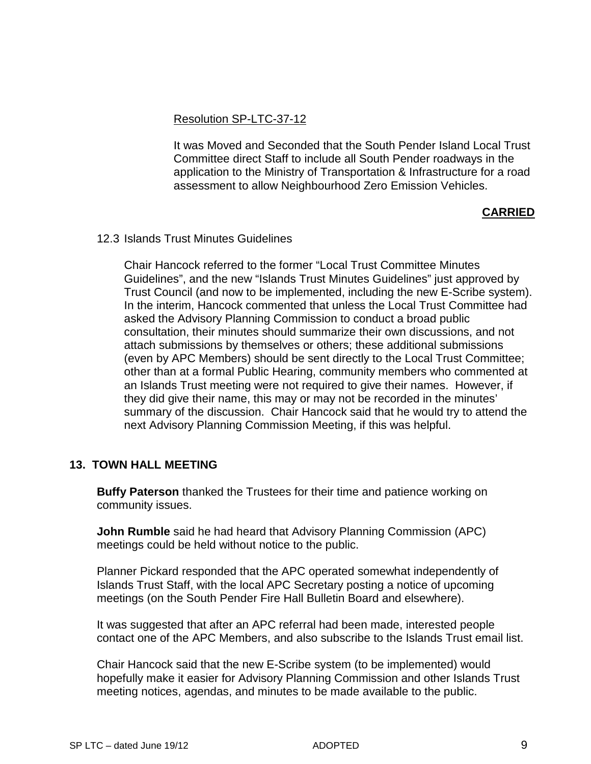Resolution SP-LTC-37-12

It was Moved and Seconded that the South Pender Island Local Trust Committee direct Staff to include all South Pender roadways in the application to the Ministry of Transportation & Infrastructure for a road assessment to allow Neighbourhood Zero Emission Vehicles.

**CARRIED**

12.3 Islands Trust Minutes Guidelines

Chair Hancock referred to the former “Local Trust Committee Minutes Guidelines”, and the new “Islands Trust Minutes Guidelines” just approved by Trust Council (and now to be implemented, including the new E-Scribe system). In the interim, Hancock commented that unless the Local Trust Committee had asked the Advisory Planning Commission to conduct a broad public consultation, their minutes should summarize their own discussions, and not attach submissions by themselves or others; these additional submissions (even by APC Members) should be sent directly to the Local Trust Committee; other than at a formal Public Hearing, community members who commented at an Islands Trust meeting were not required to give their names. However, if they did give their name, this may or may not be recorded in the minutes’ summary of the discussion. Chair Hancock said that he would try to attend the next Advisory Planning Commission Meeting, if this was helpful.

## 13. TOWN HALL MEETING

**Buffy Paterson** thanked the Trustees for their time and patience working on community issues.

**John Rumble** said he had heard that Advisory Planning Commission (APC) meetings could be held without notice to the public.

Planner Pickard responded that the APC operated somewhat independently of Islands Trust Staff, with the local APC Secretary posting a notice of upcoming meetings (on the South Pender Fire Hall Bulletin Board and elsewhere).

It was suggested that after an APC referral had been made, interested people contact one of the APC Members, and also subscribe to the Islands Trust email list.

Chair Hancock said that the new E-Scribe system (to be implemented) would hopefully make it easier for Advisory Planning Commission and other Islands Trust meeting notices, agendas, and minutes to be made available to the public.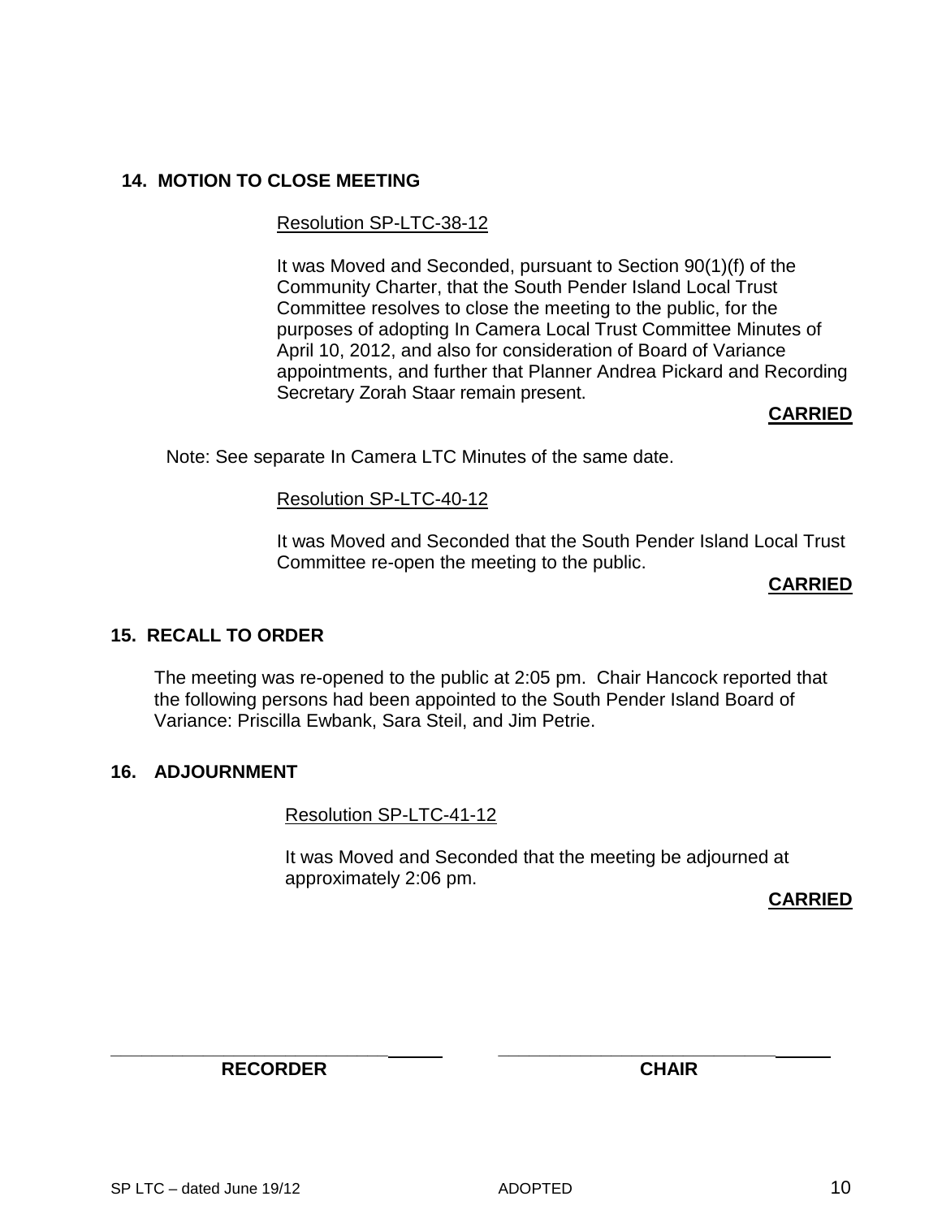## 14. MOTION TO CLOSE MEETING

Resolution SP-LTC-38-12

It was Moved and Seconded, pursuant to Section 90(1)(f) of the Community Charter, that the South Pender Island Local Trust Committee resolves to close the meeting to the public, for the purposes of adopting In Camera Local Trust Committee Minutes of April 10, 2012, and also for consideration of Board of Variance appointments, and further that Planner Andrea Pickard and Recording Secretary Zorah Staar remain present.

**CARRIED**

Note: See separate In Camera LTC Minutes of the same date.

Resolution SP-LTC-40-12

It was Moved and Seconded that the South Pender Island Local Trust Committee re-open the meeting to the public.

**CARRIED**

## 15. RECALL TO ORDER

The meeting was re-opened to the public at 2:05 pm. Chair Hancock reported that the following persons had been appointed to the South Pender Island Board of Variance: Priscilla Ewbank, Sara Steil, and Jim Petrie.

## 16. ADJOURNMENT

Resolution SP-LTC-41-12

It was Moved and Seconded that the meeting be adjourned at approximately 2:06 pm.

**CARRIED**

\_\_\_\_\_\_\_\_\_\_\_\_\_\_\_\_\_\_\_\_\_\_\_\_\_\_\_\_\_\_ **RECORDER**

\_\_\_\_\_\_\_\_\_\_\_\_\_\_\_\_\_\_\_\_\_\_\_\_\_\_\_\_\_\_ **CHAIR**

SP LTC – dated June 19/12 ADOPTED